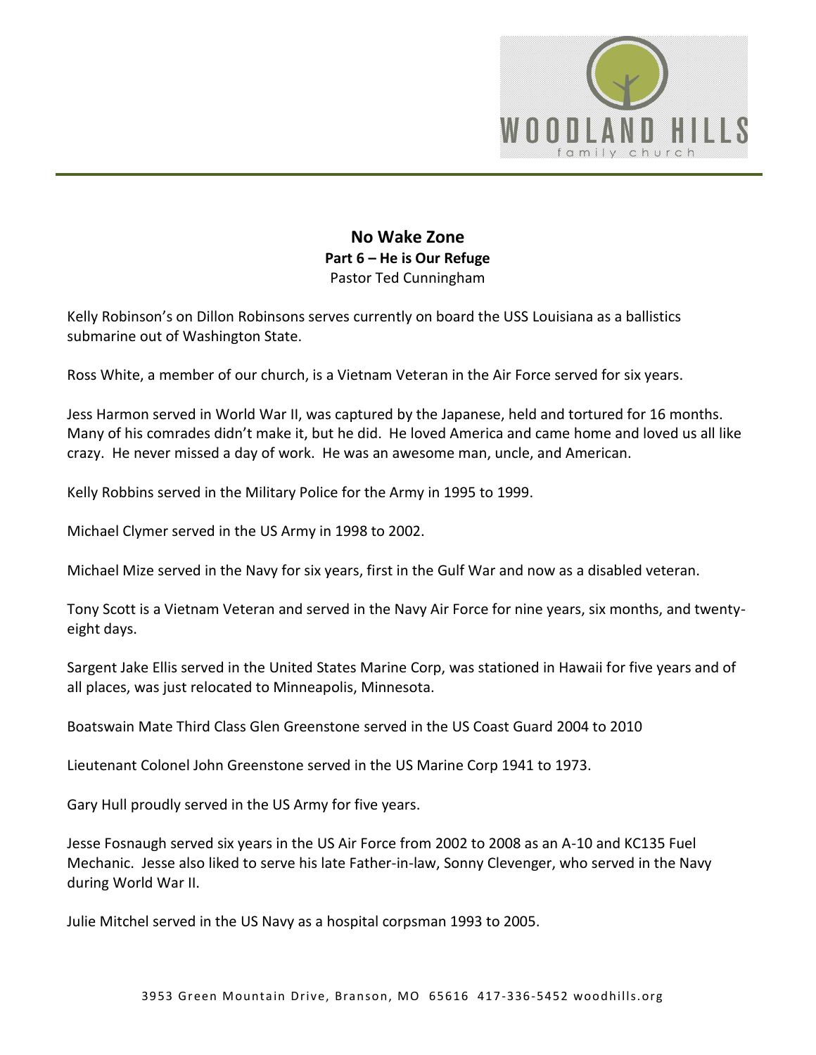# No Wake Zone

## Part 6 – He is Our Refuge

Pastor Ted Cunningham

Kelly Robinson's on Dillon Robinsons serves currently on board the USS Louisiana as a ballistics submarine out of Washington State.

Ross White, a member of our church, is a Vietnam Veteran in the Air Force served for six years.

Jess Harmon served in World War II, was captured by the Japanese, held and tortured for 16 months. Many of his comrades didn't make it, but he did. He loved America and came home and loved us all like crazy. He never missed a day of work. He was an awesome man, uncle, and American.

Kelly Robbins served in the Military Police for the Army in 1995 to 1999.

Michael Clymer served in the US Army in 1998 to 2002.

Michael Mize served in the Navy for six years, first in the Gulf War and now as a disabled veteran.

Tony Scott is a Vietnam Veteran and served in the Navy Air Force for nine years, six months, and twenty-eight days.

Sargent Jake Ellis served in the United States Marine Corp, was stationed in Hawaii for five years and of all places, was just relocated to Minneapolis, Minnesota.

Boatswain Mate Third Class Glen Greenstone served in the US Coast Guard 2004 to 2010

Lieutenant Colonel John Greenstone served in the US Marine Corp 1941 to 1973.

Gary Hull proudly served in the US Army for five years.

Jesse Fosnaugh served six years in the US Air Force from 2002 to 2008 as an A-10 and KC135 Fuel Mechanic. Jesse also liked to serve his late Father-in-law, Sonny Clevenger, who served in the Navy during World War II.

Julie Mitchel served in the US Navy as a hospital corpsman 1993 to 2005.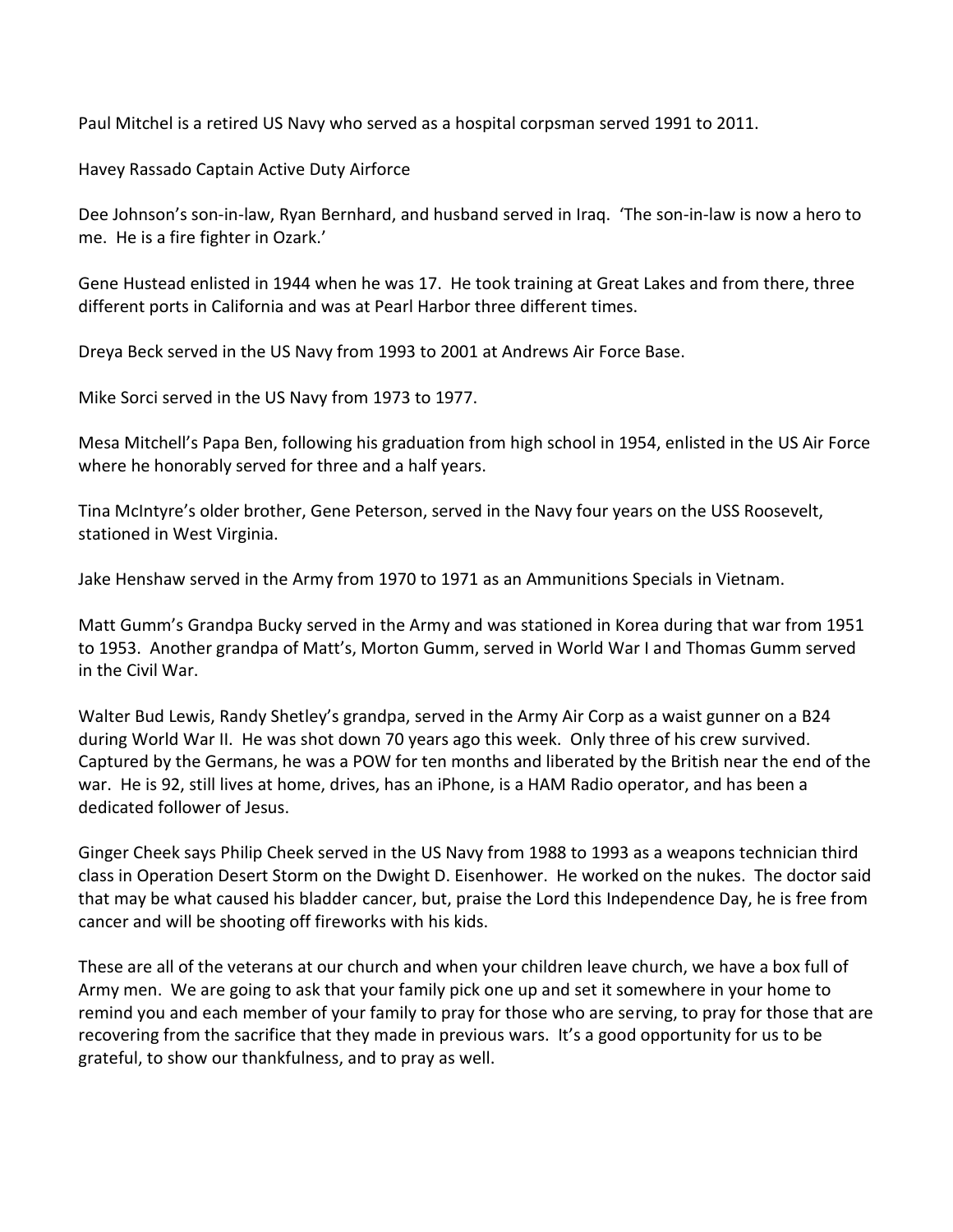Paul Mitchel is a retired US Navy who served as a hospital corpsman served 1991 to 2011.

Havey Rassado Captain Active Duty Airforce

Dee Johnson's son-in-law, Ryan Bernhard, and husband served in Iraq. 'The son-in-law is now a hero to me. He is a fire fighter in Ozark.'

Gene Hustead enlisted in 1944 when he was 17. He took training at Great Lakes and from there, three different ports in California and was at Pearl Harbor three different times.

Dreya Beck served in the US Navy from 1993 to 2001 at Andrews Air Force Base.

Mike Sorci served in the US Navy from 1973 to 1977.

Mesa Mitchell's Papa Ben, following his graduation from high school in 1954, enlisted in the US Air Force where he honorably served for three and a half years.

Tina McIntyre's older brother, Gene Peterson, served in the Navy four years on the USS Roosevelt, stationed in West Virginia.

Jake Henshaw served in the Army from 1970 to 1971 as an Ammunitions Specials in Vietnam.

Matt Gumm's Grandpa Bucky served in the Army and was stationed in Korea during that war from 1951 to 1953. Another grandpa of Matt's, Morton Gumm, served in World War I and Thomas Gumm served in the Civil War.

Walter Bud Lewis, Randy Shetley's grandpa, served in the Army Air Corp as a waist gunner on a B24 during World War II. He was shot down 70 years ago this week. Only three of his crew survived. Captured by the Germans, he was a POW for ten months and liberated by the British near the end of the war. He is 92, still lives at home, drives, has an iPhone, is a HAM Radio operator, and has been a dedicated follower of Jesus.

Ginger Cheek says Philip Cheek served in the US Navy from 1988 to 1993 as a weapons technician third class in Operation Desert Storm on the Dwight D. Eisenhower. He worked on the nukes. The doctor said that may be what caused his bladder cancer, but, praise the Lord this Independence Day, he is free from cancer and will be shooting off fireworks with his kids.

These are all of the veterans at our church and when your children leave church, we have a box full of Army men. We are going to ask that your family pick one up and set it somewhere in your home to remind you and each member of your family to pray for those who are serving, to pray for those that are recovering from the sacrifice that they made in previous wars. It's a good opportunity for us to be grateful, to show our thankfulness, and to pray as well.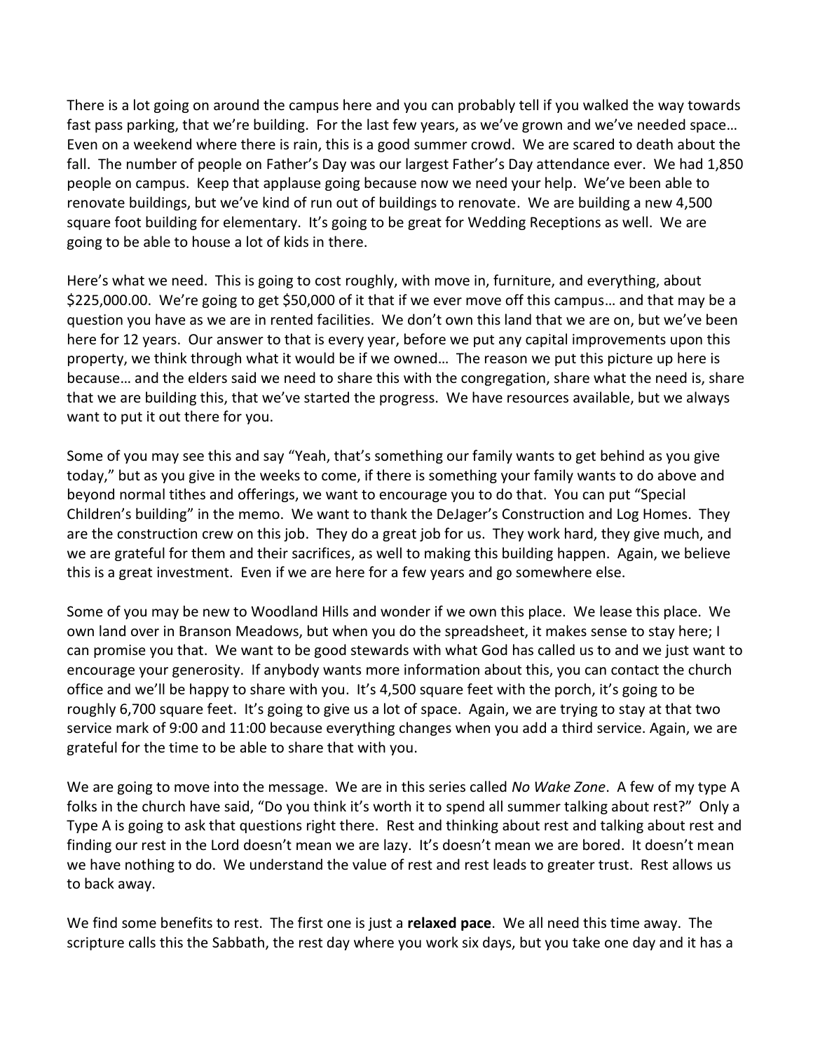There is a lot going on around the campus here and you can probably tell if you walked the way towards fast pass parking, that we're building. For the last few years, as we've grown and we've needed space… Even on a weekend where there is rain, this is a good summer crowd. We are scared to death about the fall. The number of people on Father's Day was our largest Father's Day attendance ever. We had 1,850 people on campus. Keep that applause going because now we need your help. We've been able to renovate buildings, but we've kind of run out of buildings to renovate. We are building a new 4,500 square foot building for elementary. It's going to be great for Wedding Receptions as well. We are going to be able to house a lot of kids in there.

Here's what we need. This is going to cost roughly, with move in, furniture, and everything, about $225,000.00. We're going to get $50,000 of it that if we ever move off this campus… and that may be a question you have as we are in rented facilities. We don't own this land that we are on, but we've been here for 12 years. Our answer to that is every year, before we put any capital improvements upon this property, we think through what it would be if we owned… The reason we put this picture up here is because… and the elders said we need to share this with the congregation, share what the need is, share that we are building this, that we've started the progress. We have resources available, but we always want to put it out there for you.

Some of you may see this and say "Yeah, that's something our family wants to get behind as you give today," but as you give in the weeks to come, if there is something your family wants to do above and beyond normal tithes and offerings, we want to encourage you to do that. You can put "Special Children's building" in the memo. We want to thank the DeJager's Construction and Log Homes. They are the construction crew on this job. They do a great job for us. They work hard, they give much, and we are grateful for them and their sacrifices, as well to making this building happen. Again, we believe this is a great investment. Even if we are here for a few years and go somewhere else.

Some of you may be new to Woodland Hills and wonder if we own this place. We lease this place. We own land over in Branson Meadows, but when you do the spreadsheet, it makes sense to stay here; I can promise you that. We want to be good stewards with what God has called us to and we just want to encourage your generosity. If anybody wants more information about this, you can contact the church office and we'll be happy to share with you. It's 4,500 square feet with the porch, it's going to be roughly 6,700 square feet. It's going to give us a lot of space. Again, we are trying to stay at that two service mark of 9:00 and 11:00 because everything changes when you add a third service. Again, we are grateful for the time to be able to share that with you.

We are going to move into the message. We are in this series called *No Wake Zone*. A few of my type A folks in the church have said, "Do you think it's worth it to spend all summer talking about rest?" Only a Type A is going to ask that questions right there. Rest and thinking about rest and talking about rest and finding our rest in the Lord doesn't mean we are lazy. It's doesn't mean we are bored. It doesn't mean we have nothing to do. We understand the value of rest and rest leads to greater trust. Rest allows us to back away.

We find some benefits to rest. The first one is just a **relaxed pace**. We all need this time away. The scripture calls this the Sabbath, the rest day where you work six days, but you take one day and it has a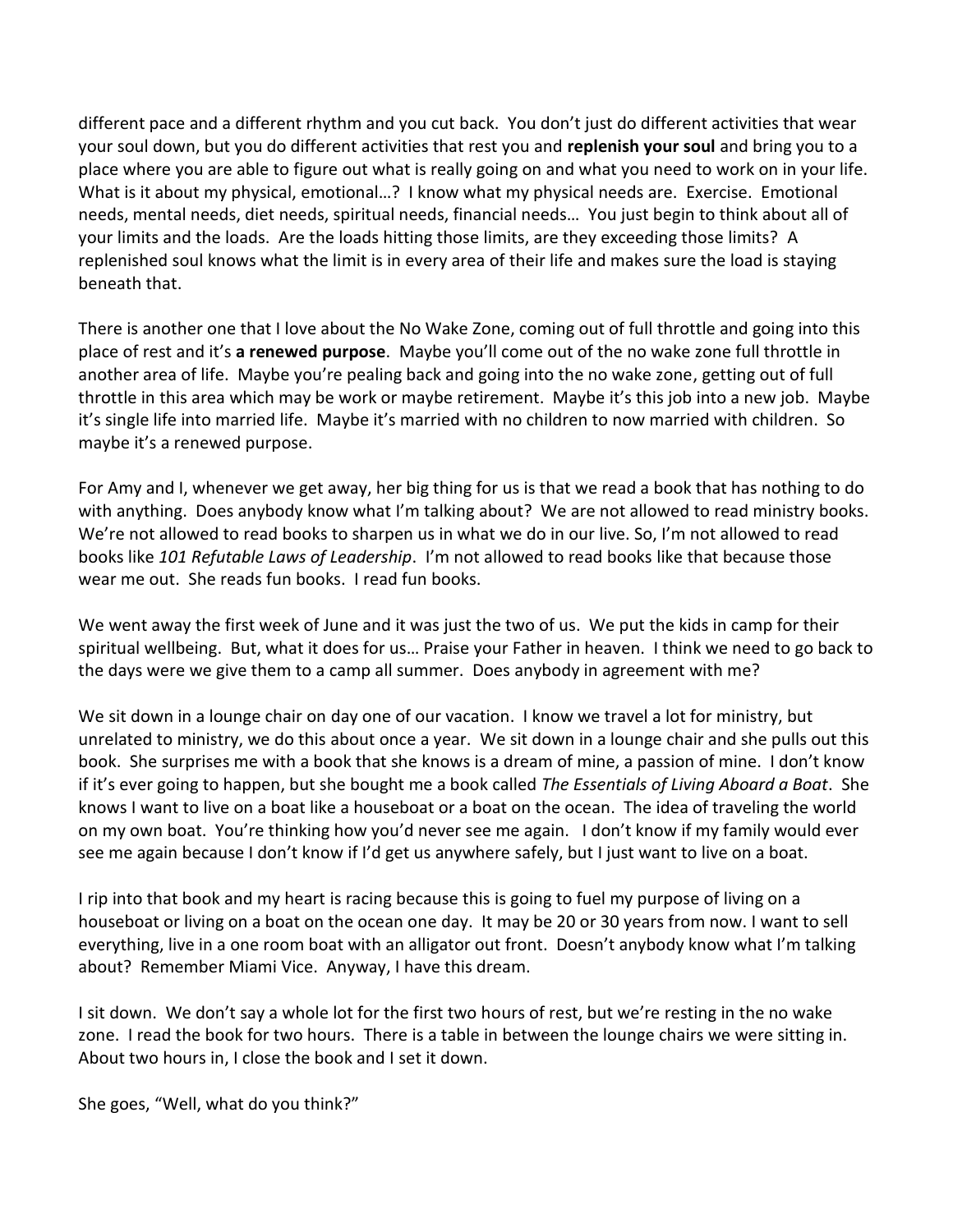different pace and a different rhythm and you cut back. You don't just do different activities that wear your soul down, but you do different activities that rest you and **replenish your soul** and bring you to a place where you are able to figure out what is really going on and what you need to work on in your life. What is it about my physical, emotional…? I know what my physical needs are. Exercise. Emotional needs, mental needs, diet needs, spiritual needs, financial needs… You just begin to think about all of your limits and the loads. Are the loads hitting those limits, are they exceeding those limits? A replenished soul knows what the limit is in every area of their life and makes sure the load is staying beneath that.

There is another one that I love about the No Wake Zone, coming out of full throttle and going into this place of rest and it's **a renewed purpose**. Maybe you'll come out of the no wake zone full throttle in another area of life. Maybe you're pealing back and going into the no wake zone, getting out of full throttle in this area which may be work or maybe retirement. Maybe it's this job into a new job. Maybe it's single life into married life. Maybe it's married with no children to now married with children. So maybe it's a renewed purpose.

For Amy and I, whenever we get away, her big thing for us is that we read a book that has nothing to do with anything. Does anybody know what I'm talking about? We are not allowed to read ministry books. We're not allowed to read books to sharpen us in what we do in our live. So, I'm not allowed to read books like *101 Refutable Laws of Leadership*. I'm not allowed to read books like that because those wear me out. She reads fun books. I read fun books.

We went away the first week of June and it was just the two of us. We put the kids in camp for their spiritual wellbeing. But, what it does for us… Praise your Father in heaven. I think we need to go back to the days were we give them to a camp all summer. Does anybody in agreement with me?

We sit down in a lounge chair on day one of our vacation. I know we travel a lot for ministry, but unrelated to ministry, we do this about once a year. We sit down in a lounge chair and she pulls out this book. She surprises me with a book that she knows is a dream of mine, a passion of mine. I don't know if it's ever going to happen, but she bought me a book called *The Essentials of Living Aboard a Boat*. She knows I want to live on a boat like a houseboat or a boat on the ocean. The idea of traveling the world on my own boat. You're thinking how you'd never see me again. I don't know if my family would ever see me again because I don't know if I'd get us anywhere safely, but I just want to live on a boat.

I rip into that book and my heart is racing because this is going to fuel my purpose of living on a houseboat or living on a boat on the ocean one day. It may be 20 or 30 years from now. I want to sell everything, live in a one room boat with an alligator out front. Doesn't anybody know what I'm talking about? Remember Miami Vice. Anyway, I have this dream.

I sit down. We don't say a whole lot for the first two hours of rest, but we're resting in the no wake zone. I read the book for two hours. There is a table in between the lounge chairs we were sitting in. About two hours in, I close the book and I set it down.

She goes, "Well, what do you think?"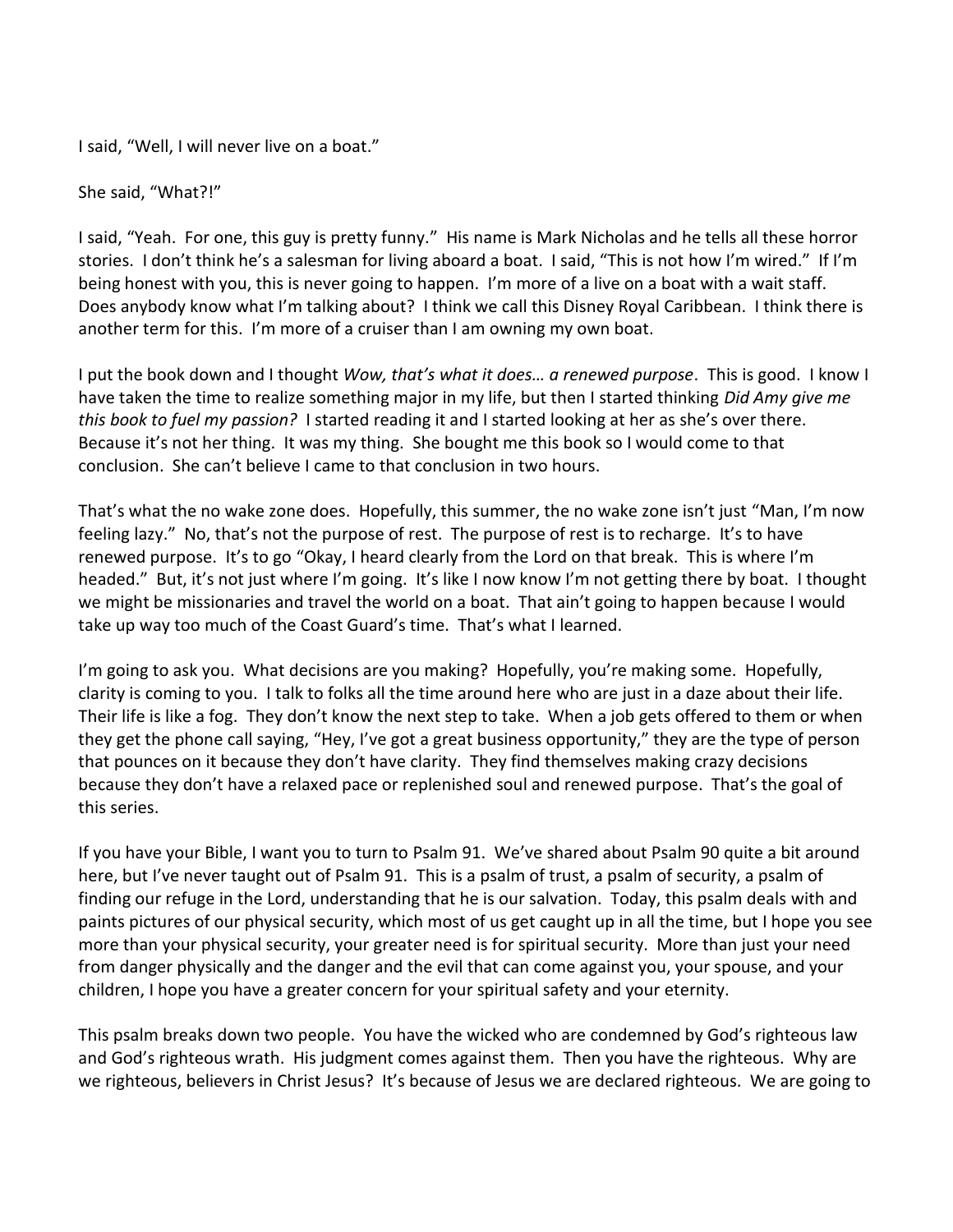I said, “Well, I will never live on a boat.”

She said, “What?!”

I said, “Yeah. For one, this guy is pretty funny.” His name is Mark Nicholas and he tells all these horror stories. I don’t think he’s a salesman for living aboard a boat. I said, “This is not how I’m wired.” If I’m being honest with you, this is never going to happen. I’m more of a live on a boat with a wait staff. Does anybody know what I’m talking about? I think we call this Disney Royal Caribbean. I think there is another term for this. I’m more of a cruiser than I am owning my own boat.

I put the book down and I thought *Wow, that’s what it does… a renewed purpose*. This is good. I know I have taken the time to realize something major in my life, but then I started thinking *Did Amy give me this book to fuel my passion?* I started reading it and I started looking at her as she’s over there. Because it’s not her thing. It was my thing. She bought me this book so I would come to that conclusion. She can’t believe I came to that conclusion in two hours.

That’s what the no wake zone does. Hopefully, this summer, the no wake zone isn’t just “Man, I’m now feeling lazy.” No, that’s not the purpose of rest. The purpose of rest is to recharge. It’s to have renewed purpose. It’s to go “Okay, I heard clearly from the Lord on that break. This is where I’m headed.” But, it’s not just where I’m going. It’s like I now know I’m not getting there by boat. I thought we might be missionaries and travel the world on a boat. That ain’t going to happen because I would take up way too much of the Coast Guard’s time. That’s what I learned.

I’m going to ask you. What decisions are you making? Hopefully, you’re making some. Hopefully, clarity is coming to you. I talk to folks all the time around here who are just in a daze about their life. Their life is like a fog. They don’t know the next step to take. When a job gets offered to them or when they get the phone call saying, “Hey, I’ve got a great business opportunity,” they are the type of person that pounces on it because they don’t have clarity. They find themselves making crazy decisions because they don’t have a relaxed pace or replenished soul and renewed purpose. That’s the goal of this series.

If you have your Bible, I want you to turn to Psalm 91. We’ve shared about Psalm 90 quite a bit around here, but I’ve never taught out of Psalm 91. This is a psalm of trust, a psalm of security, a psalm of finding our refuge in the Lord, understanding that he is our salvation. Today, this psalm deals with and paints pictures of our physical security, which most of us get caught up in all the time, but I hope you see more than your physical security, your greater need is for spiritual security. More than just your need from danger physically and the danger and the evil that can come against you, your spouse, and your children, I hope you have a greater concern for your spiritual safety and your eternity.

This psalm breaks down two people. You have the wicked who are condemned by God’s righteous law and God’s righteous wrath. His judgment comes against them. Then you have the righteous. Why are we righteous, believers in Christ Jesus? It’s because of Jesus we are declared righteous. We are going to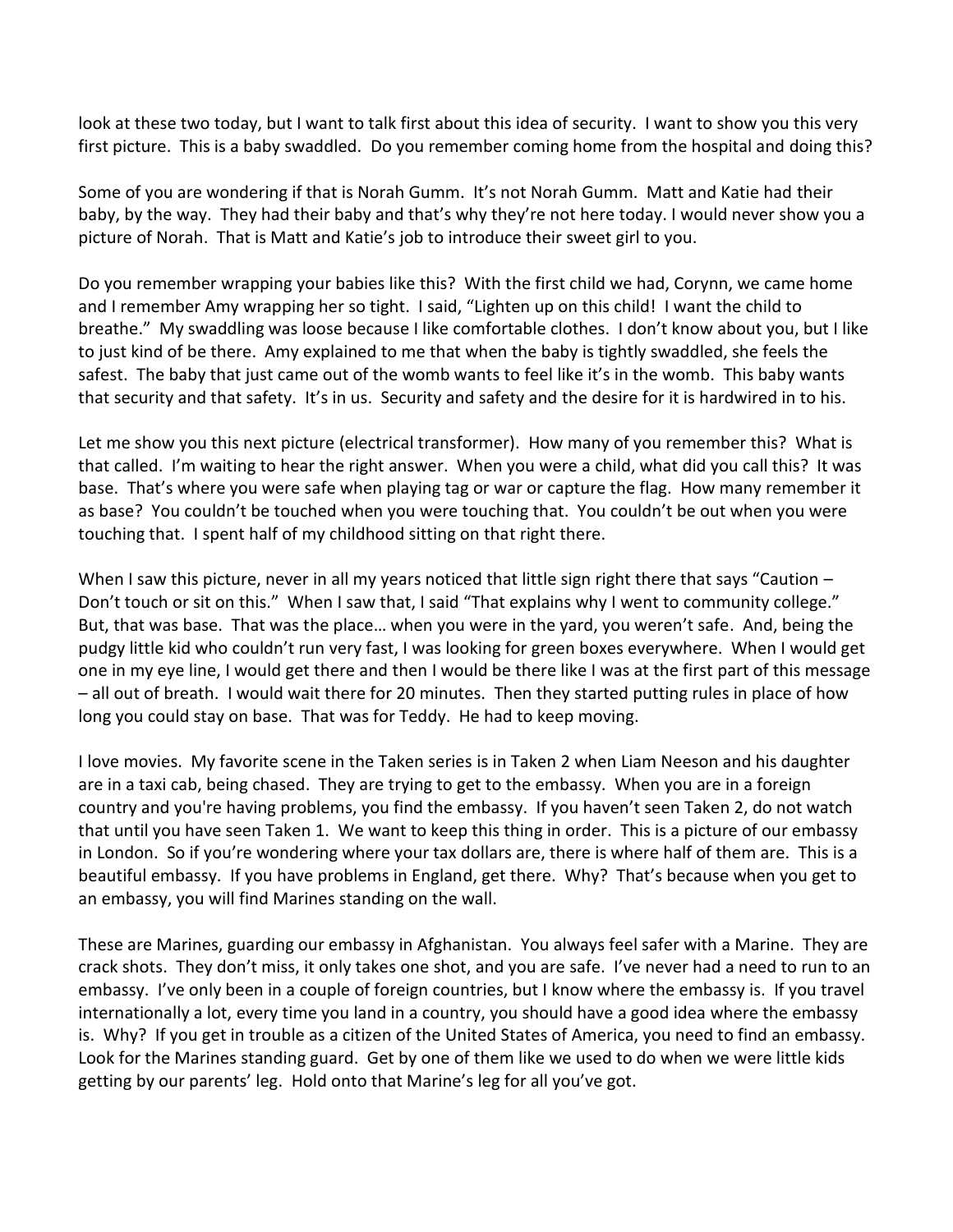look at these two today, but I want to talk first about this idea of security. I want to show you this very first picture. This is a baby swaddled. Do you remember coming home from the hospital and doing this?

Some of you are wondering if that is Norah Gumm. It's not Norah Gumm. Matt and Katie had their baby, by the way. They had their baby and that's why they're not here today. I would never show you a picture of Norah. That is Matt and Katie's job to introduce their sweet girl to you.

Do you remember wrapping your babies like this? With the first child we had, Corynn, we came home and I remember Amy wrapping her so tight. I said, "Lighten up on this child! I want the child to breathe." My swaddling was loose because I like comfortable clothes. I don't know about you, but I like to just kind of be there. Amy explained to me that when the baby is tightly swaddled, she feels the safest. The baby that just came out of the womb wants to feel like it's in the womb. This baby wants that security and that safety. It's in us. Security and safety and the desire for it is hardwired in to his.

Let me show you this next picture (electrical transformer). How many of you remember this? What is that called. I'm waiting to hear the right answer. When you were a child, what did you call this? It was base. That's where you were safe when playing tag or war or capture the flag. How many remember it as base? You couldn't be touched when you were touching that. You couldn't be out when you were touching that. I spent half of my childhood sitting on that right there.

When I saw this picture, never in all my years noticed that little sign right there that says "Caution – Don't touch or sit on this." When I saw that, I said "That explains why I went to community college." But, that was base. That was the place… when you were in the yard, you weren't safe. And, being the pudgy little kid who couldn't run very fast, I was looking for green boxes everywhere. When I would get one in my eye line, I would get there and then I would be there like I was at the first part of this message – all out of breath. I would wait there for 20 minutes. Then they started putting rules in place of how long you could stay on base. That was for Teddy. He had to keep moving.

I love movies. My favorite scene in the Taken series is in Taken 2 when Liam Neeson and his daughter are in a taxi cab, being chased. They are trying to get to the embassy. When you are in a foreign country and you're having problems, you find the embassy. If you haven't seen Taken 2, do not watch that until you have seen Taken 1. We want to keep this thing in order. This is a picture of our embassy in London. So if you're wondering where your tax dollars are, there is where half of them are. This is a beautiful embassy. If you have problems in England, get there. Why? That's because when you get to an embassy, you will find Marines standing on the wall.

These are Marines, guarding our embassy in Afghanistan. You always feel safer with a Marine. They are crack shots. They don't miss, it only takes one shot, and you are safe. I've never had a need to run to an embassy. I've only been in a couple of foreign countries, but I know where the embassy is. If you travel internationally a lot, every time you land in a country, you should have a good idea where the embassy is. Why? If you get in trouble as a citizen of the United States of America, you need to find an embassy. Look for the Marines standing guard. Get by one of them like we used to do when we were little kids getting by our parents' leg. Hold onto that Marine's leg for all you've got.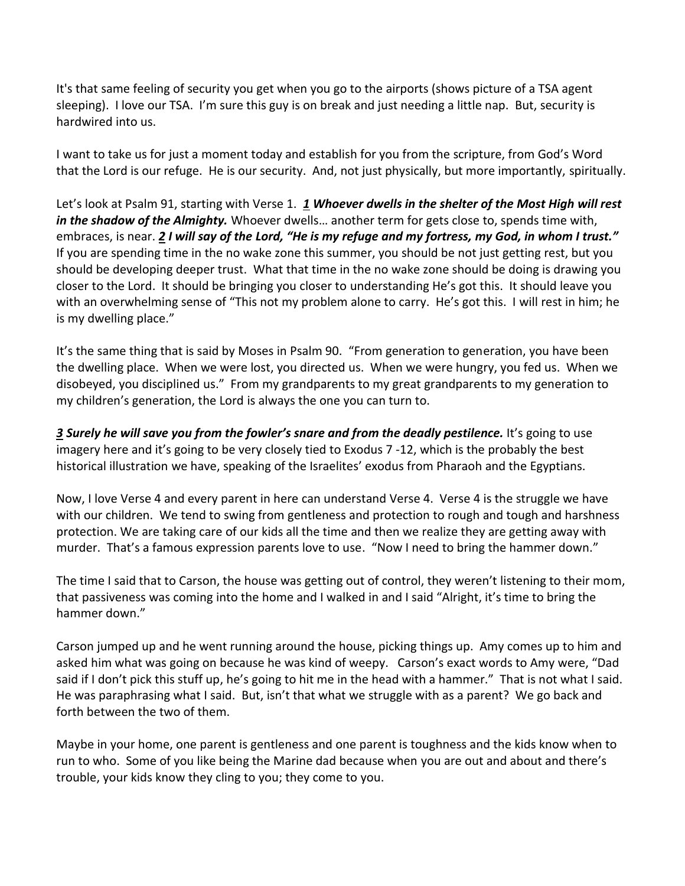It's that same feeling of security you get when you go to the airports (shows picture of a TSA agent sleeping). I love our TSA. I'm sure this guy is on break and just needing a little nap. But, security is hardwired into us.

I want to take us for just a moment today and establish for you from the scripture, from God's Word that the Lord is our refuge. He is our security. And, not just physically, but more importantly, spiritually.

Let's look at Psalm 91, starting with Verse 1. ***<u>1</u> Whoever dwells in the shelter of the Most High will rest in the shadow of the Almighty.*** Whoever dwells… another term for gets close to, spends time with, embraces, is near. ***<u>2</u> I will say of the Lord, "He is my refuge and my fortress, my God, in whom I trust."*** If you are spending time in the no wake zone this summer, you should be not just getting rest, but you should be developing deeper trust. What that time in the no wake zone should be doing is drawing you closer to the Lord. It should be bringing you closer to understanding He's got this. It should leave you with an overwhelming sense of "This not my problem alone to carry. He's got this. I will rest in him; he is my dwelling place."

It's the same thing that is said by Moses in Psalm 90. "From generation to generation, you have been the dwelling place. When we were lost, you directed us. When we were hungry, you fed us. When we disobeyed, you disciplined us." From my grandparents to my great grandparents to my generation to my children's generation, the Lord is always the one you can turn to.

***<u>3</u> Surely he will save you from the fowler's snare and from the deadly pestilence.*** It's going to use imagery here and it's going to be very closely tied to Exodus 7 -12, which is the probably the best historical illustration we have, speaking of the Israelites' exodus from Pharaoh and the Egyptians.

Now, I love Verse 4 and every parent in here can understand Verse 4. Verse 4 is the struggle we have with our children. We tend to swing from gentleness and protection to rough and tough and harshness protection. We are taking care of our kids all the time and then we realize they are getting away with murder. That's a famous expression parents love to use. "Now I need to bring the hammer down."

The time I said that to Carson, the house was getting out of control, they weren't listening to their mom, that passiveness was coming into the home and I walked in and I said "Alright, it's time to bring the hammer down."

Carson jumped up and he went running around the house, picking things up. Amy comes up to him and asked him what was going on because he was kind of weepy. Carson's exact words to Amy were, "Dad said if I don't pick this stuff up, he's going to hit me in the head with a hammer." That is not what I said. He was paraphrasing what I said. But, isn't that what we struggle with as a parent? We go back and forth between the two of them.

Maybe in your home, one parent is gentleness and one parent is toughness and the kids know when to run to who. Some of you like being the Marine dad because when you are out and about and there's trouble, your kids know they cling to you; they come to you.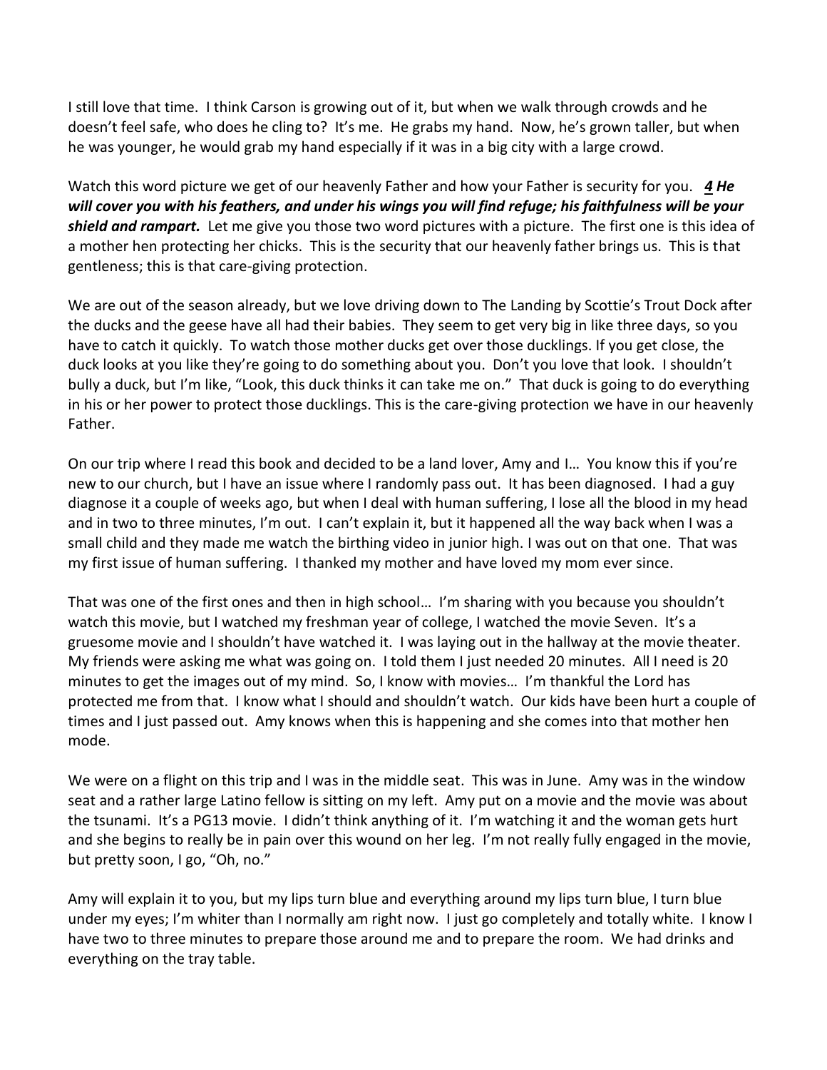I still love that time. I think Carson is growing out of it, but when we walk through crowds and he doesn't feel safe, who does he cling to? It's me. He grabs my hand. Now, he's grown taller, but when he was younger, he would grab my hand especially if it was in a big city with a large crowd.

Watch this word picture we get of our heavenly Father and how your Father is security for you. ***4 He will cover you with his feathers, and under his wings you will find refuge; his faithfulness will be your shield and rampart.*** Let me give you those two word pictures with a picture. The first one is this idea of a mother hen protecting her chicks. This is the security that our heavenly father brings us. This is that gentleness; this is that care-giving protection.

We are out of the season already, but we love driving down to The Landing by Scottie's Trout Dock after the ducks and the geese have all had their babies. They seem to get very big in like three days, so you have to catch it quickly. To watch those mother ducks get over those ducklings. If you get close, the duck looks at you like they're going to do something about you. Don't you love that look. I shouldn't bully a duck, but I'm like, "Look, this duck thinks it can take me on." That duck is going to do everything in his or her power to protect those ducklings. This is the care-giving protection we have in our heavenly Father.

On our trip where I read this book and decided to be a land lover, Amy and I… You know this if you're new to our church, but I have an issue where I randomly pass out. It has been diagnosed. I had a guy diagnose it a couple of weeks ago, but when I deal with human suffering, I lose all the blood in my head and in two to three minutes, I'm out. I can't explain it, but it happened all the way back when I was a small child and they made me watch the birthing video in junior high. I was out on that one. That was my first issue of human suffering. I thanked my mother and have loved my mom ever since.

That was one of the first ones and then in high school… I'm sharing with you because you shouldn't watch this movie, but I watched my freshman year of college, I watched the movie Seven. It's a gruesome movie and I shouldn't have watched it. I was laying out in the hallway at the movie theater. My friends were asking me what was going on. I told them I just needed 20 minutes. All I need is 20 minutes to get the images out of my mind. So, I know with movies… I'm thankful the Lord has protected me from that. I know what I should and shouldn't watch. Our kids have been hurt a couple of times and I just passed out. Amy knows when this is happening and she comes into that mother hen mode.

We were on a flight on this trip and I was in the middle seat. This was in June. Amy was in the window seat and a rather large Latino fellow is sitting on my left. Amy put on a movie and the movie was about the tsunami. It's a PG13 movie. I didn't think anything of it. I'm watching it and the woman gets hurt and she begins to really be in pain over this wound on her leg. I'm not really fully engaged in the movie, but pretty soon, I go, "Oh, no."

Amy will explain it to you, but my lips turn blue and everything around my lips turn blue, I turn blue under my eyes; I'm whiter than I normally am right now. I just go completely and totally white. I know I have two to three minutes to prepare those around me and to prepare the room. We had drinks and everything on the tray table.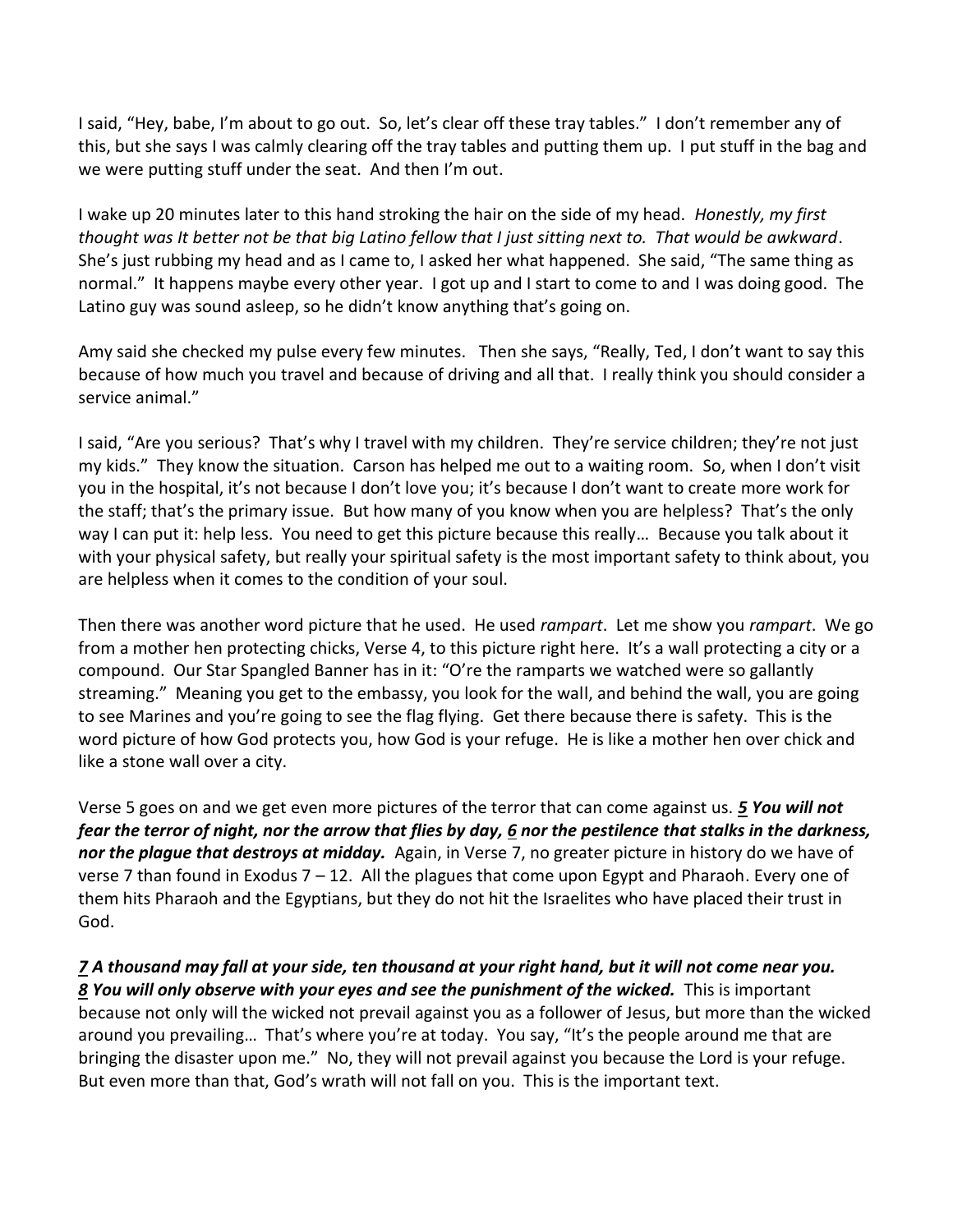I said, "Hey, babe, I'm about to go out. So, let's clear off these tray tables." I don't remember any of this, but she says I was calmly clearing off the tray tables and putting them up. I put stuff in the bag and we were putting stuff under the seat. And then I'm out.

I wake up 20 minutes later to this hand stroking the hair on the side of my head. *Honestly, my first thought was It better not be that big Latino fellow that I just sitting next to. That would be awkward*. She's just rubbing my head and as I came to, I asked her what happened. She said, "The same thing as normal." It happens maybe every other year. I got up and I start to come to and I was doing good. The Latino guy was sound asleep, so he didn't know anything that's going on.

Amy said she checked my pulse every few minutes. Then she says, "Really, Ted, I don't want to say this because of how much you travel and because of driving and all that. I really think you should consider a service animal."

I said, "Are you serious? That's why I travel with my children. They're service children; they're not just my kids." They know the situation. Carson has helped me out to a waiting room. So, when I don't visit you in the hospital, it's not because I don't love you; it's because I don't want to create more work for the staff; that's the primary issue. But how many of you know when you are helpless? That's the only way I can put it: help less. You need to get this picture because this really… Because you talk about it with your physical safety, but really your spiritual safety is the most important safety to think about, you are helpless when it comes to the condition of your soul.

Then there was another word picture that he used. He used *rampart*. Let me show you *rampart*. We go from a mother hen protecting chicks, Verse 4, to this picture right here. It's a wall protecting a city or a compound. Our Star Spangled Banner has in it: "O're the ramparts we watched were so gallantly streaming." Meaning you get to the embassy, you look for the wall, and behind the wall, you are going to see Marines and you're going to see the flag flying. Get there because there is safety. This is the word picture of how God protects you, how God is your refuge. He is like a mother hen over chick and like a stone wall over a city.

Verse 5 goes on and we get even more pictures of the terror that can come against us. ***5 You will not fear the terror of night, nor the arrow that flies by day, 6 nor the pestilence that stalks in the darkness, nor the plague that destroys at midday.*** Again, in Verse 7, no greater picture in history do we have of verse 7 than found in Exodus 7 – 12. All the plagues that come upon Egypt and Pharaoh. Every one of them hits Pharaoh and the Egyptians, but they do not hit the Israelites who have placed their trust in God.

***7 A thousand may fall at your side, ten thousand at your right hand, but it will not come near you. 8 You will only observe with your eyes and see the punishment of the wicked.*** This is important because not only will the wicked not prevail against you as a follower of Jesus, but more than the wicked around you prevailing… That's where you're at today. You say, "It's the people around me that are bringing the disaster upon me." No, they will not prevail against you because the Lord is your refuge. But even more than that, God's wrath will not fall on you. This is the important text.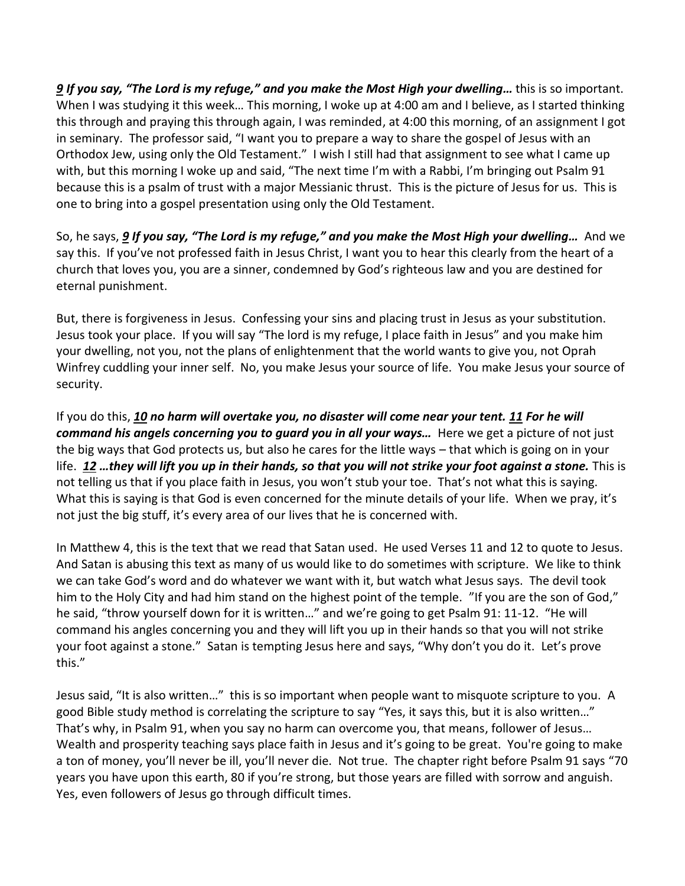***9*** ***If you say, "The Lord is my refuge," and you make the Most High your dwelling…*** this is so important. When I was studying it this week… This morning, I woke up at 4:00 am and I believe, as I started thinking this through and praying this through again, I was reminded, at 4:00 this morning, of an assignment I got in seminary. The professor said, "I want you to prepare a way to share the gospel of Jesus with an Orthodox Jew, using only the Old Testament." I wish I still had that assignment to see what I came up with, but this morning I woke up and said, "The next time I'm with a Rabbi, I'm bringing out Psalm 91 because this is a psalm of trust with a major Messianic thrust. This is the picture of Jesus for us. This is one to bring into a gospel presentation using only the Old Testament.

So, he says, ***9*** ***If you say, "The Lord is my refuge," and you make the Most High your dwelling…*** And we say this. If you've not professed faith in Jesus Christ, I want you to hear this clearly from the heart of a church that loves you, you are a sinner, condemned by God's righteous law and you are destined for eternal punishment.

But, there is forgiveness in Jesus. Confessing your sins and placing trust in Jesus as your substitution. Jesus took your place. If you will say "The lord is my refuge, I place faith in Jesus" and you make him your dwelling, not you, not the plans of enlightenment that the world wants to give you, not Oprah Winfrey cuddling your inner self. No, you make Jesus your source of life. You make Jesus your source of security.

If you do this, ***10*** ***no harm will overtake you, no disaster will come near your tent.*** ***11*** ***For he will command his angels concerning you to guard you in all your ways…*** Here we get a picture of not just the big ways that God protects us, but also he cares for the little ways – that which is going on in your life. ***12*** ***…they will lift you up in their hands, so that you will not strike your foot against a stone.*** This is not telling us that if you place faith in Jesus, you won't stub your toe. That's not what this is saying. What this is saying is that God is even concerned for the minute details of your life. When we pray, it's not just the big stuff, it's every area of our lives that he is concerned with.

In Matthew 4, this is the text that we read that Satan used. He used Verses 11 and 12 to quote to Jesus. And Satan is abusing this text as many of us would like to do sometimes with scripture. We like to think we can take God's word and do whatever we want with it, but watch what Jesus says. The devil took him to the Holy City and had him stand on the highest point of the temple. "If you are the son of God," he said, "throw yourself down for it is written…" and we're going to get Psalm 91: 11-12. "He will command his angles concerning you and they will lift you up in their hands so that you will not strike your foot against a stone." Satan is tempting Jesus here and says, "Why don't you do it. Let's prove this."

Jesus said, "It is also written…" this is so important when people want to misquote scripture to you. A good Bible study method is correlating the scripture to say "Yes, it says this, but it is also written…" That's why, in Psalm 91, when you say no harm can overcome you, that means, follower of Jesus… Wealth and prosperity teaching says place faith in Jesus and it's going to be great. You're going to make a ton of money, you'll never be ill, you'll never die. Not true. The chapter right before Psalm 91 says "70 years you have upon this earth, 80 if you're strong, but those years are filled with sorrow and anguish. Yes, even followers of Jesus go through difficult times.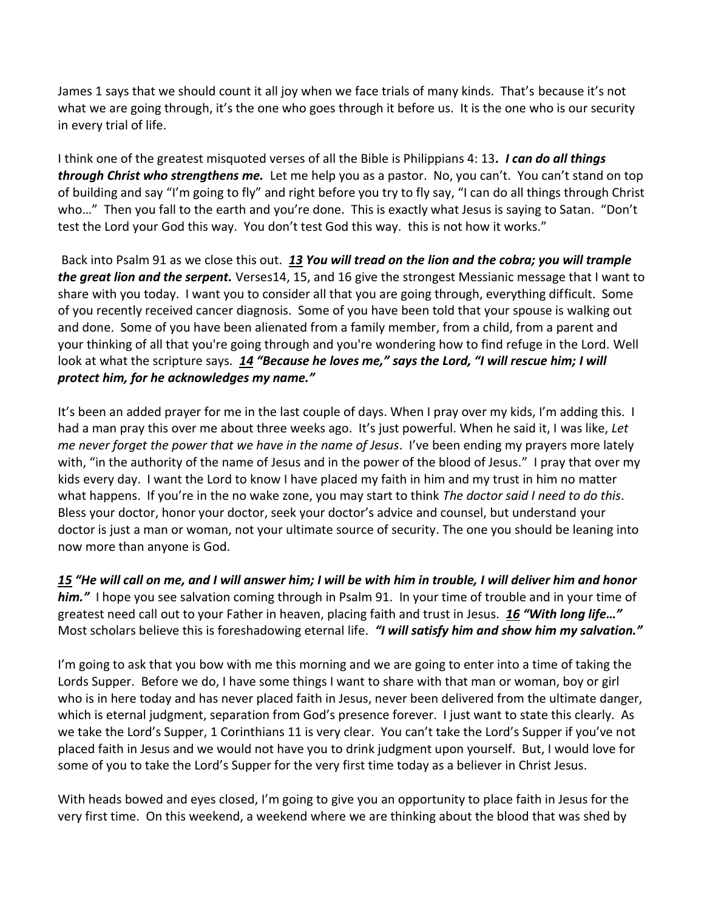James 1 says that we should count it all joy when we face trials of many kinds. That's because it's not what we are going through, it's the one who goes through it before us. It is the one who is our security in every trial of life.

I think one of the greatest misquoted verses of all the Bible is Philippians 4: 13***. I can do all things through Christ who strengthens me.*** Let me help you as a pastor. No, you can't. You can't stand on top of building and say "I'm going to fly" and right before you try to fly say, "I can do all things through Christ who…" Then you fall to the earth and you're done. This is exactly what Jesus is saying to Satan. "Don't test the Lord your God this way. You don't test God this way. this is not how it works."

Back into Psalm 91 as we close this out. ***<u>13</u> You will tread on the lion and the cobra; you will trample the great lion and the serpent.*** Verses14, 15, and 16 give the strongest Messianic message that I want to share with you today. I want you to consider all that you are going through, everything difficult. Some of you recently received cancer diagnosis. Some of you have been told that your spouse is walking out and done. Some of you have been alienated from a family member, from a child, from a parent and your thinking of all that you're going through and you're wondering how to find refuge in the Lord. Well look at what the scripture says. ***<u>14</u> "Because he loves me," says the Lord, "I will rescue him; I will protect him, for he acknowledges my name."***

It's been an added prayer for me in the last couple of days. When I pray over my kids, I'm adding this. I had a man pray this over me about three weeks ago. It's just powerful. When he said it, I was like, *Let me never forget the power that we have in the name of Jesus*. I've been ending my prayers more lately with, "in the authority of the name of Jesus and in the power of the blood of Jesus." I pray that over my kids every day. I want the Lord to know I have placed my faith in him and my trust in him no matter what happens. If you're in the no wake zone, you may start to think *The doctor said I need to do this*. Bless your doctor, honor your doctor, seek your doctor's advice and counsel, but understand your doctor is just a man or woman, not your ultimate source of security. The one you should be leaning into now more than anyone is God.

***<u>15</u> "He will call on me, and I will answer him; I will be with him in trouble, I will deliver him and honor him."*** I hope you see salvation coming through in Psalm 91. In your time of trouble and in your time of greatest need call out to your Father in heaven, placing faith and trust in Jesus. ***<u>16</u> "With long life…"*** Most scholars believe this is foreshadowing eternal life. ***"I will satisfy him and show him my salvation."***

I'm going to ask that you bow with me this morning and we are going to enter into a time of taking the Lords Supper. Before we do, I have some things I want to share with that man or woman, boy or girl who is in here today and has never placed faith in Jesus, never been delivered from the ultimate danger, which is eternal judgment, separation from God's presence forever. I just want to state this clearly. As we take the Lord's Supper, 1 Corinthians 11 is very clear. You can't take the Lord's Supper if you've not placed faith in Jesus and we would not have you to drink judgment upon yourself. But, I would love for some of you to take the Lord's Supper for the very first time today as a believer in Christ Jesus.

With heads bowed and eyes closed, I'm going to give you an opportunity to place faith in Jesus for the very first time. On this weekend, a weekend where we are thinking about the blood that was shed by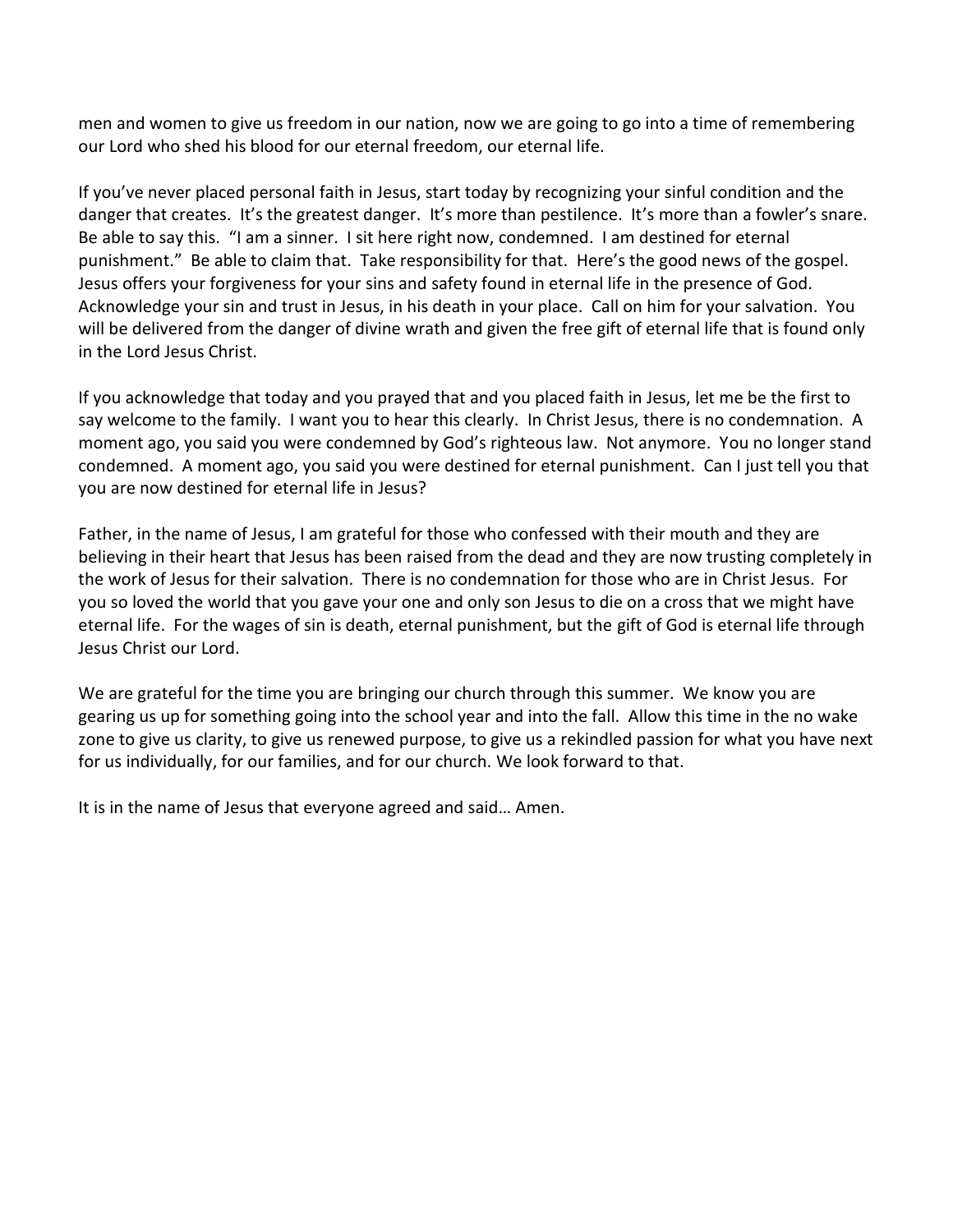men and women to give us freedom in our nation, now we are going to go into a time of remembering our Lord who shed his blood for our eternal freedom, our eternal life.

If you've never placed personal faith in Jesus, start today by recognizing your sinful condition and the danger that creates. It's the greatest danger. It's more than pestilence. It's more than a fowler's snare. Be able to say this. "I am a sinner. I sit here right now, condemned. I am destined for eternal punishment." Be able to claim that. Take responsibility for that. Here's the good news of the gospel. Jesus offers your forgiveness for your sins and safety found in eternal life in the presence of God. Acknowledge your sin and trust in Jesus, in his death in your place. Call on him for your salvation. You will be delivered from the danger of divine wrath and given the free gift of eternal life that is found only in the Lord Jesus Christ.

If you acknowledge that today and you prayed that and you placed faith in Jesus, let me be the first to say welcome to the family. I want you to hear this clearly. In Christ Jesus, there is no condemnation. A moment ago, you said you were condemned by God's righteous law. Not anymore. You no longer stand condemned. A moment ago, you said you were destined for eternal punishment. Can I just tell you that you are now destined for eternal life in Jesus?

Father, in the name of Jesus, I am grateful for those who confessed with their mouth and they are believing in their heart that Jesus has been raised from the dead and they are now trusting completely in the work of Jesus for their salvation. There is no condemnation for those who are in Christ Jesus. For you so loved the world that you gave your one and only son Jesus to die on a cross that we might have eternal life. For the wages of sin is death, eternal punishment, but the gift of God is eternal life through Jesus Christ our Lord.

We are grateful for the time you are bringing our church through this summer. We know you are gearing us up for something going into the school year and into the fall. Allow this time in the no wake zone to give us clarity, to give us renewed purpose, to give us a rekindled passion for what you have next for us individually, for our families, and for our church. We look forward to that.

It is in the name of Jesus that everyone agreed and said… Amen.